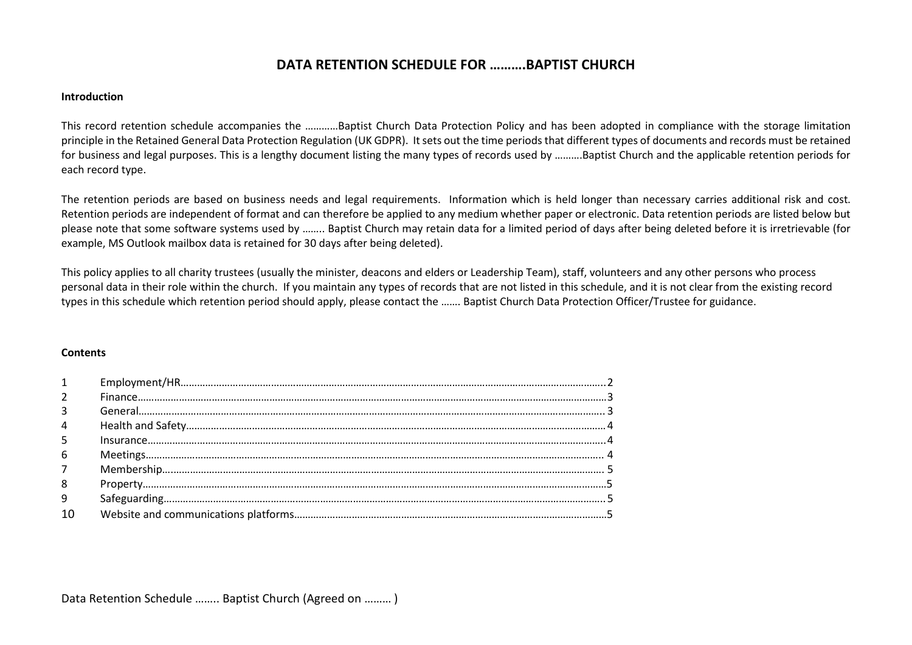# DATA RETENTION SCHEDULE FOR ……….BAPTIST CHURCH

**Introduction**

This record retention schedule accompanies the …………Baptist Church Data Protection Policy and has been adopted in compliance with the storage limitation principle in the Retained General Data Protection Regulation (UK GDPR). It sets out the time periods that different types of documents and records must be retained for business and legal purposes. This is a lengthy document listing the many types of records used by ……….Baptist Church and the applicable retention periods for each record type.

The retention periods are based on business needs and legal requirements. Information which is held longer than necessary carries additional risk and cost. Retention periods are independent of format and can therefore be applied to any medium whether paper or electronic. Data retention periods are listed below but please note that some software systems used by …….. Baptist Church may retain data for a limited period of days after being deleted before it is irretrievable (for example, MS Outlook mailbox data is retained for 30 days after being deleted).

This policy applies to all charity trustees (usually the minister, deacons and elders or Leadership Team), staff, volunteers and any other persons who process personal data in their role within the church. If you maintain any types of records that are not listed in this schedule, and it is not clear from the existing record types in this schedule which retention period should apply, please contact the ……. Baptist Church Data Protection Officer/Trustee for guidance.

**Contents**

1 Employment/HR……………………………………………………………………………………………………………………………………..2
2 Finance……………………………………………………………………………………………………………………………………………………3
3 General……………………………………………………………………………………………………………………………………………….. 3
4 Health and Safety……………………………………………………………………………………………………………………………………4
5 Insurance…………………………………………………………………………………………………………………………………………….…4
6 Meetings………………………………………………………………………………………………………………………………………….. 4
7 Membership…………………………………………………………………………………………………………………………………….. 5
8 Property……………………………………………………………………………………………………………………………………………5
9 Safeguarding………………………………………………………………………………………………………………………………….……5
10 Website and communications platforms………………………………………………………………………………………………5

Data Retention Schedule …….. Baptist Church (Agreed on ……… )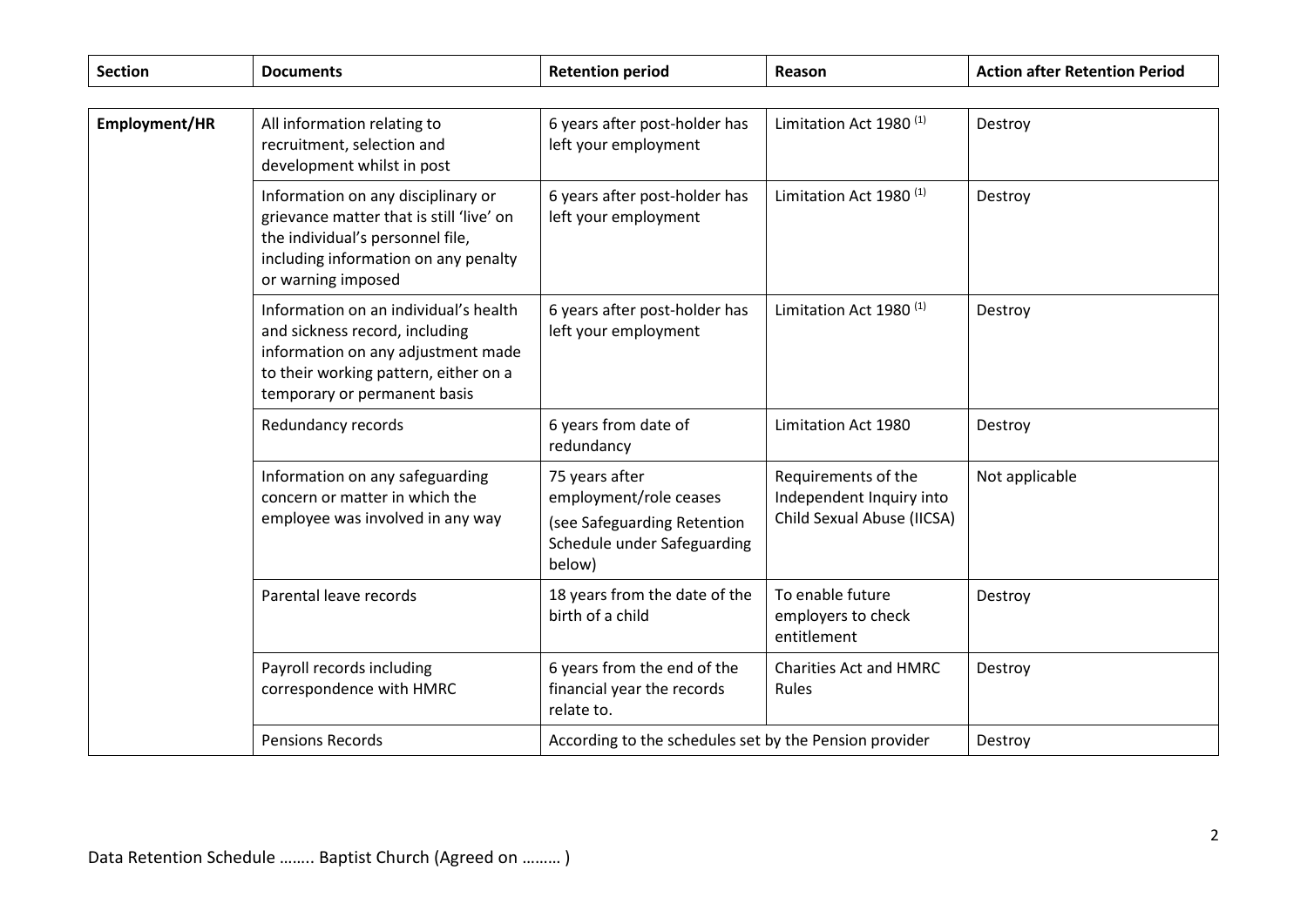| Section | Documents | Retention period | Reason | Action after Retention Period |
|---|---|---|---|---|
| **Employment/HR** | All information relating to recruitment, selection and development whilst in post | 6 years after post-holder has left your employment | Limitation Act 1980 [(1)] | Destroy |
| | Information on any disciplinary or grievance matter that is still 'live' on the individual's personnel file, including information on any penalty or warning imposed | 6 years after post-holder has left your employment | Limitation Act 1980 [(1)] | Destroy |
| | Information on an individual's health and sickness record, including information on any adjustment made to their working pattern, either on a temporary or permanent basis | 6 years after post-holder has left your employment | Limitation Act 1980 [(1)] | Destroy |
| | Redundancy records | 6 years from date of redundancy | Limitation Act 1980 | Destroy |
| | Information on any safeguarding concern or matter in which the employee was involved in any way | 75 years after employment/role ceases (see Safeguarding Retention Schedule under Safeguarding below) | Requirements of the Independent Inquiry into Child Sexual Abuse (IICSA) | Not applicable |
| | Parental leave records | 18 years from the date of the birth of a child | To enable future employers to check entitlement | Destroy |
| | Payroll records including correspondence with HMRC | 6 years from the end of the financial year the records relate to. | Charities Act and HMRC Rules | Destroy |
| | Pensions Records | According to the schedules set by the Pension provider | | Destroy |

Data Retention Schedule …….. Baptist Church (Agreed on ……… )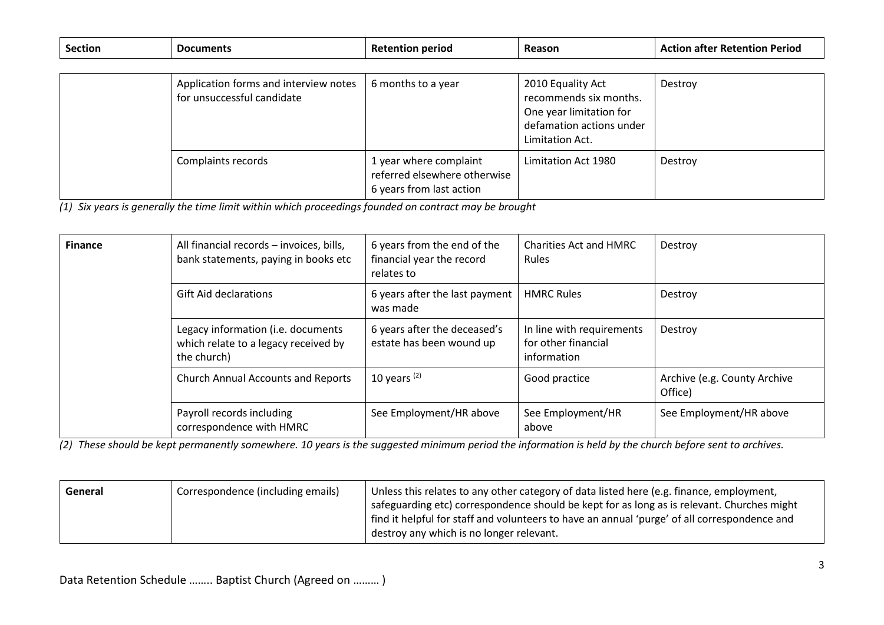| Section | Documents | Retention period | Reason | Action after Retention Period |
|---|---|---|---|---|
| | Application forms and interview notes for unsuccessful candidate | 6 months to a year | 2010 Equality Act recommends six months. One year limitation for defamation actions under Limitation Act. | Destroy |
| | Complaints records | 1 year where complaint referred elsewhere otherwise 6 years from last action | Limitation Act 1980 | Destroy |

*(1) Six years is generally the time limit within which proceedings founded on contract may be brought*

| Section | Documents | Retention period | Reason | Action after Retention Period |
|---|---|---|---|---|
| **Finance** | All financial records – invoices, bills, bank statements, paying in books etc | 6 years from the end of the financial year the record relates to | Charities Act and HMRC Rules | Destroy |
| | Gift Aid declarations | 6 years after the last payment was made | HMRC Rules | Destroy |
| | Legacy information (i.e. documents which relate to a legacy received by the church) | 6 years after the deceased's estate has been wound up | In line with requirements for other financial information | Destroy |
| | Church Annual Accounts and Reports | 10 years [(2)] | Good practice | Archive (e.g. County Archive Office) |
| | Payroll records including correspondence with HMRC | See Employment/HR above | See Employment/HR above | See Employment/HR above |

*(2) These should be kept permanently somewhere. 10 years is the suggested minimum period the information is held by the church before sent to archives.*

| Section | Documents | Guidance |
|---|---|---|
| **General** | Correspondence (including emails) | Unless this relates to any other category of data listed here (e.g. finance, employment, safeguarding etc) correspondence should be kept for as long as is relevant. Churches might find it helpful for staff and volunteers to have an annual 'purge' of all correspondence and destroy any which is no longer relevant. |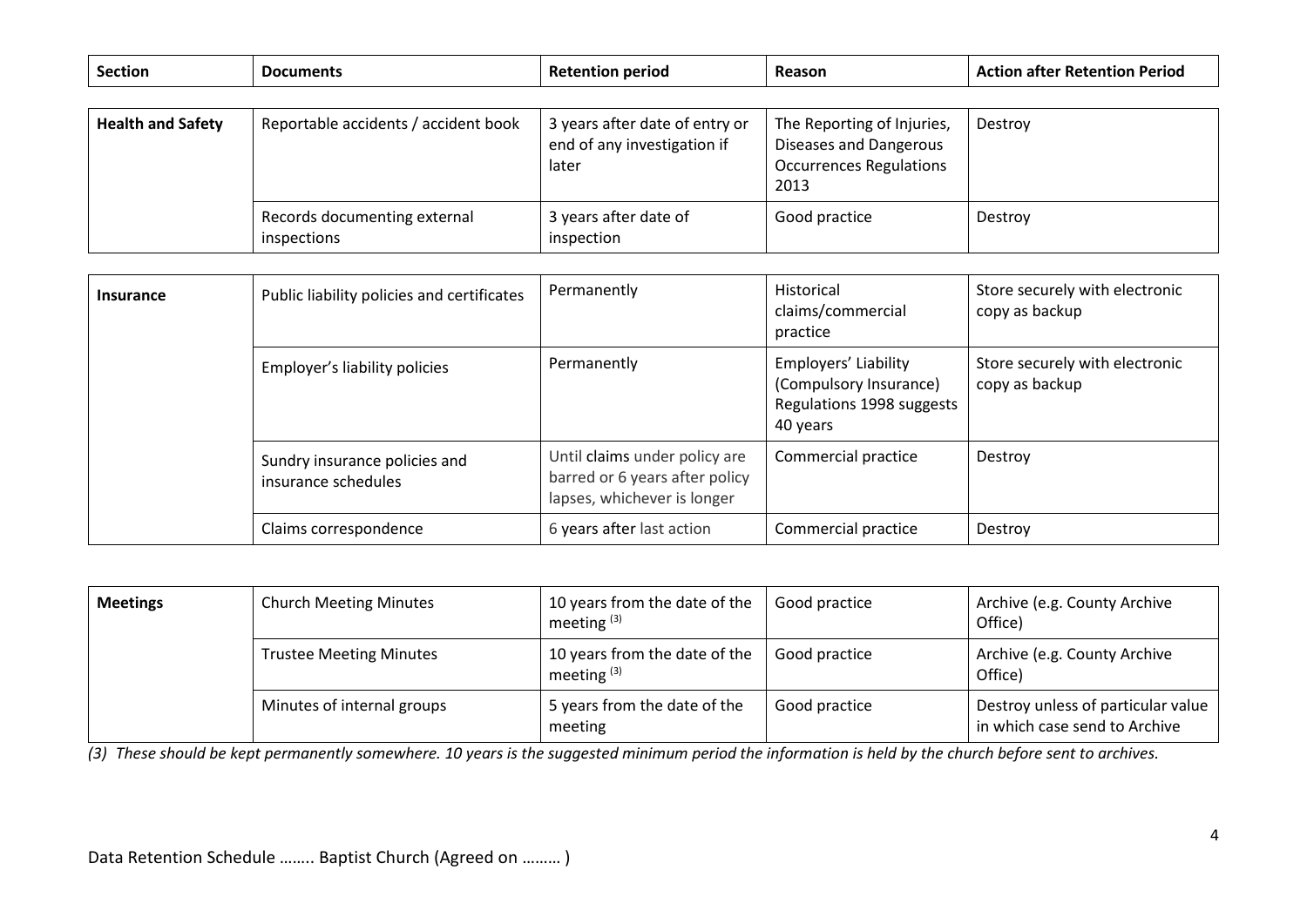| Section | Documents | Retention period | Reason | Action after Retention Period |
|---|---|---|---|---|
| **Health and Safety** | Reportable accidents / accident book | 3 years after date of entry or end of any investigation if later | The Reporting of Injuries, Diseases and Dangerous Occurrences Regulations 2013 | Destroy |
| | Records documenting external inspections | 3 years after date of inspection | Good practice | Destroy |
| **Insurance** | Public liability policies and certificates | Permanently | Historical claims/commercial practice | Store securely with electronic copy as backup |
| | Employer's liability policies | Permanently | Employers' Liability (Compulsory Insurance) Regulations 1998 suggests 40 years | Store securely with electronic copy as backup |
| | Sundry insurance policies and insurance schedules | Until claims under policy are barred or 6 years after policy lapses, whichever is longer | Commercial practice | Destroy |
| | Claims correspondence | 6 years after last action | Commercial practice | Destroy |
| **Meetings** | Church Meeting Minutes | 10 years from the date of the meeting [3] | Good practice | Archive (e.g. County Archive Office) |
| | Trustee Meeting Minutes | 10 years from the date of the meeting [3] | Good practice | Archive (e.g. County Archive Office) |
| | Minutes of internal groups | 5 years from the date of the meeting | Good practice | Destroy unless of particular value in which case send to Archive |

*(3) These should be kept permanently somewhere. 10 years is the suggested minimum period the information is held by the church before sent to archives.*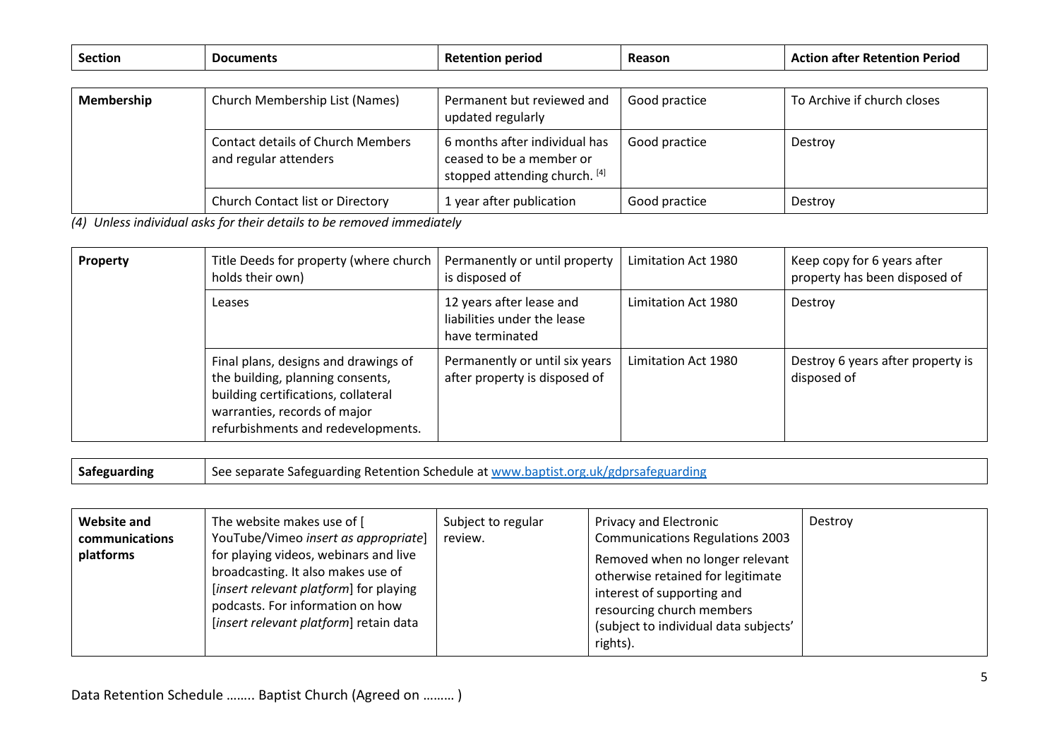| Section | Documents | Retention period | Reason | Action after Retention Period |
|---|---|---|---|---|
| **Membership** | Church Membership List (Names) | Permanent but reviewed and updated regularly | Good practice | To Archive if church closes |
| | Contact details of Church Members and regular attenders | 6 months after individual has ceased to be a member or stopped attending church. [4] | Good practice | Destroy |
| | Church Contact list or Directory | 1 year after publication | Good practice | Destroy |

*(4) Unless individual asks for their details to be removed immediately*

| Section | Documents | Retention period | Reason | Action after Retention Period |
|---|---|---|---|---|
| **Property** | Title Deeds for property (where church holds their own) | Permanently or until property is disposed of | Limitation Act 1980 | Keep copy for 6 years after property has been disposed of |
| | Leases | 12 years after lease and liabilities under the lease have terminated | Limitation Act 1980 | Destroy |
| | Final plans, designs and drawings of the building, planning consents, building certifications, collateral warranties, records of major refurbishments and redevelopments. | Permanently or until six years after property is disposed of | Limitation Act 1980 | Destroy 6 years after property is disposed of |

| Section | Documents |
|---|---|
| **Safeguarding** | See separate Safeguarding Retention Schedule at [www.baptist.org.uk/gdprsafeguarding](www.baptist.org.uk/gdprsafeguarding) |

| Section | Documents | Retention period | Reason | Action after Retention Period |
|---|---|---|---|---|
| **Website and communications platforms** | The website makes use of [ YouTube/Vimeo *insert as appropriate*] for playing videos, webinars and live broadcasting. It also makes use of [*insert relevant platform*] for playing podcasts. For information on how [*insert relevant platform*] retain data | Subject to regular review. | Privacy and Electronic Communications Regulations 2003<br>Removed when no longer relevant otherwise retained for legitimate interest of supporting and resourcing church members (subject to individual data subjects' rights). | Destroy |

Data Retention Schedule …….. Baptist Church (Agreed on ……… )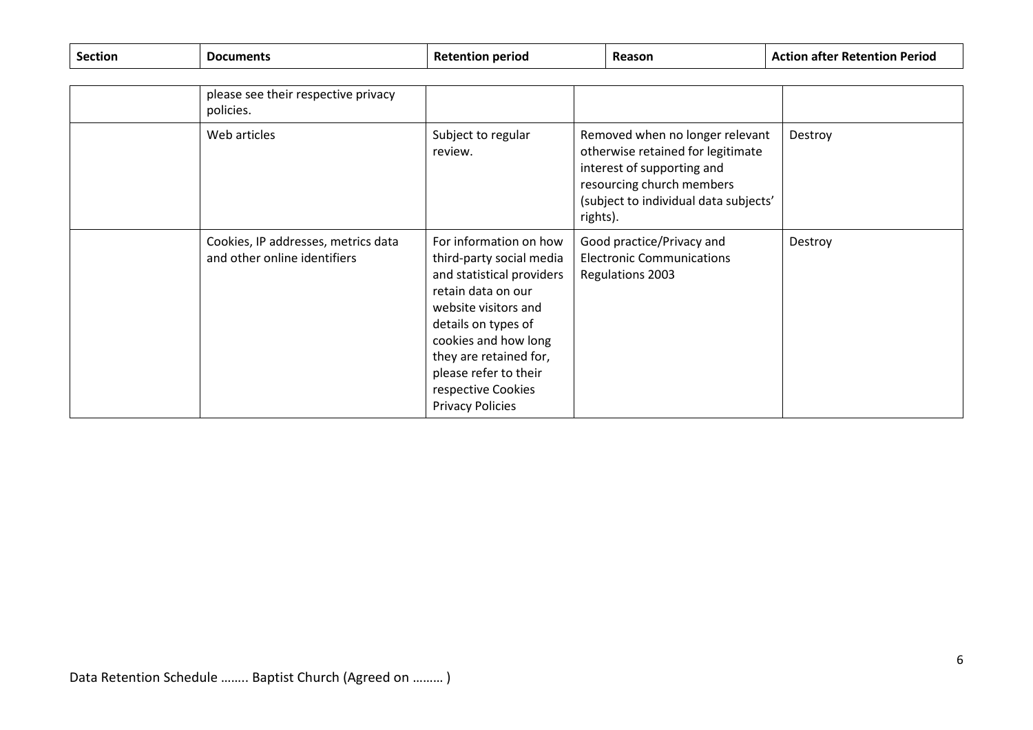| Section | Documents | Retention period | Reason | Action after Retention Period |
|---|---|---|---|---|
| | please see their respective privacy policies. | | | |
| | Web articles | Subject to regular review. | Removed when no longer relevant otherwise retained for legitimate interest of supporting and resourcing church members (subject to individual data subjects' rights). | Destroy |
| | Cookies, IP addresses, metrics data and other online identifiers | For information on how third-party social media and statistical providers retain data on our website visitors and details on types of cookies and how long they are retained for, please refer to their respective Cookies Privacy Policies | Good practice/Privacy and Electronic Communications Regulations 2003 | Destroy |